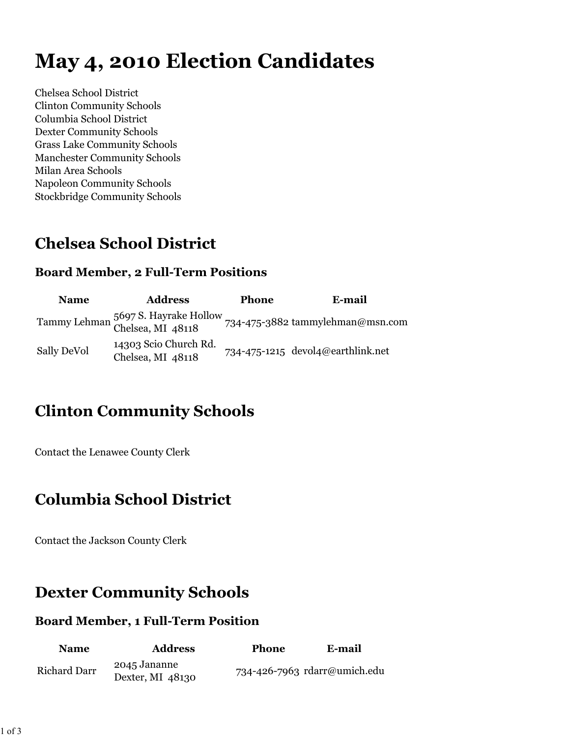# May 4, 2010 Election Candidates

Chelsea School District
Clinton Community Schools
Columbia School District
Dexter Community Schools
Grass Lake Community Schools
Manchester Community Schools
Milan Area Schools
Napoleon Community Schools
Stockbridge Community Schools

## Chelsea School District

### Board Member, 2 Full-Term Positions

| Name | Address | Phone | E-mail |
|---|---|---|---|
| Tammy Lehman | 5697 S. Hayrake Hollow<br>Chelsea, MI 48118 | 734-475-3882 | tammylehman@msn.com |
| Sally DeVol | 14303 Scio Church Rd.<br>Chelsea, MI 48118 | 734-475-1215 | devol4@earthlink.net |

## Clinton Community Schools

Contact the Lenawee County Clerk

## Columbia School District

Contact the Jackson County Clerk

## Dexter Community Schools

### Board Member, 1 Full-Term Position

| Name | Address | Phone | E-mail |
|---|---|---|---|
| Richard Darr | 2045 Jananne<br>Dexter, MI 48130 | 734-426-7963 | rdarr@umich.edu |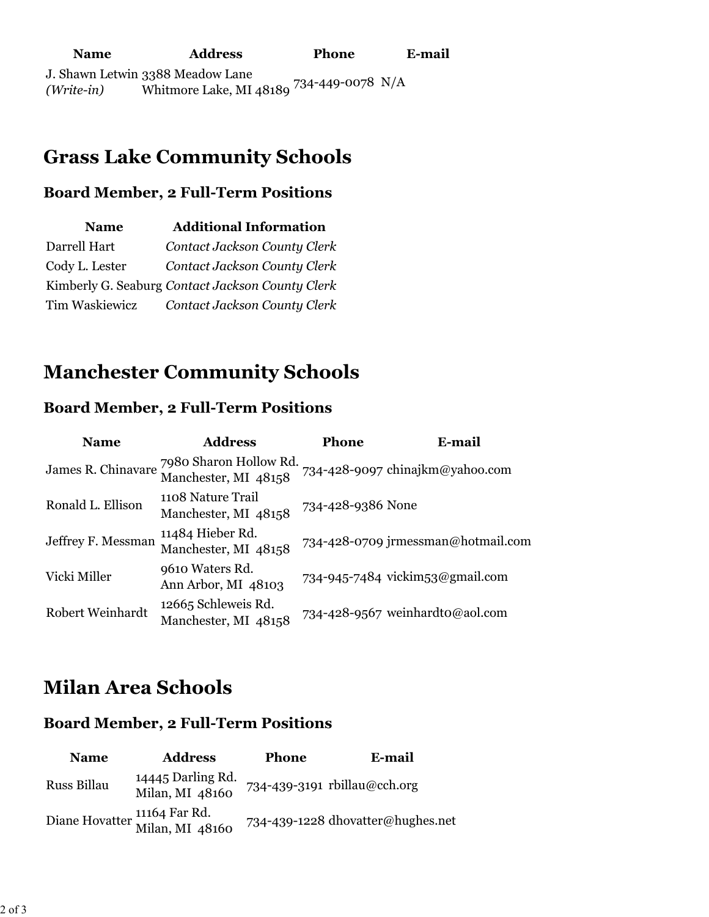| Name | Address | Phone | E-mail |
|---|---|---|---|
| J. Shawn Letwin *(Write-in)* | 3388 Meadow Lane Whitmore Lake, MI 48189 | 734-449-0078 | N/A |

# Grass Lake Community Schools

## Board Member, 2 Full-Term Positions

| Name | Additional Information |
|---|---|
| Darrell Hart | *Contact Jackson County Clerk* |
| Cody L. Lester | *Contact Jackson County Clerk* |
| Kimberly G. Seaburg | *Contact Jackson County Clerk* |
| Tim Waskiewicz | *Contact Jackson County Clerk* |

# Manchester Community Schools

## Board Member, 2 Full-Term Positions

| Name | Address | Phone | E-mail |
|---|---|---|---|
| James R. Chinavare | 7980 Sharon Hollow Rd. Manchester, MI 48158 | 734-428-9097 | chinajkm@yahoo.com |
| Ronald L. Ellison | 1108 Nature Trail Manchester, MI 48158 | 734-428-9386 | None |
| Jeffrey F. Messman | 11484 Hieber Rd. Manchester, MI 48158 | 734-428-0709 | jrmessman@hotmail.com |
| Vicki Miller | 9610 Waters Rd. Ann Arbor, MI 48103 | 734-945-7484 | vickim53@gmail.com |
| Robert Weinhardt | 12665 Schleweis Rd. Manchester, MI 48158 | 734-428-9567 | weinhardt0@aol.com |

# Milan Area Schools

## Board Member, 2 Full-Term Positions

| Name | Address | Phone | E-mail |
|---|---|---|---|
| Russ Billau | 14445 Darling Rd. Milan, MI 48160 | 734-439-3191 | rbillau@cch.org |
| Diane Hovatter | 11164 Far Rd. Milan, MI 48160 | 734-439-1228 | dhovatter@hughes.net |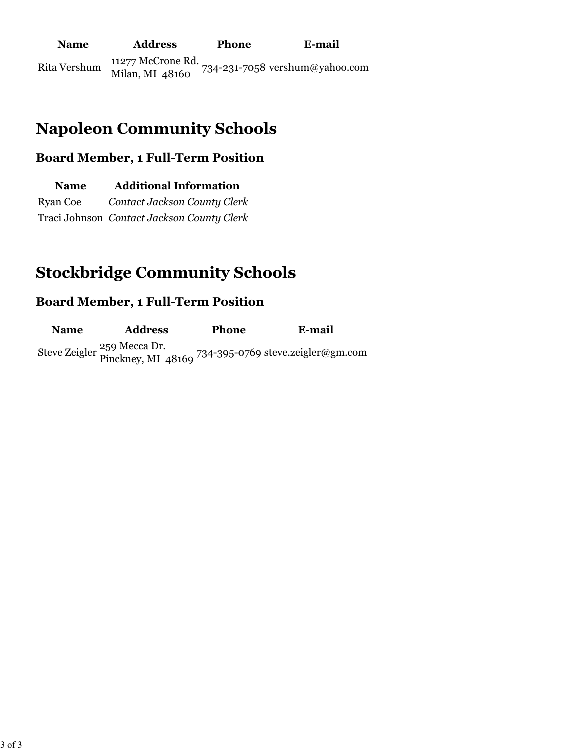| Name | Address | Phone | E-mail |
|---|---|---|---|
| Rita Vershum | 11277 McCrone Rd. Milan, MI 48160 | 734-231-7058 | vershum@yahoo.com |

# Napoleon Community Schools

## Board Member, 1 Full-Term Position

| Name | Additional Information |
|---|---|
| Ryan Coe | *Contact Jackson County Clerk* |
| Traci Johnson | *Contact Jackson County Clerk* |

# Stockbridge Community Schools

## Board Member, 1 Full-Term Position

| Name | Address | Phone | E-mail |
|---|---|---|---|
| Steve Zeigler | 259 Mecca Dr. Pinckney, MI 48169 | 734-395-0769 | steve.zeigler@gm.com |